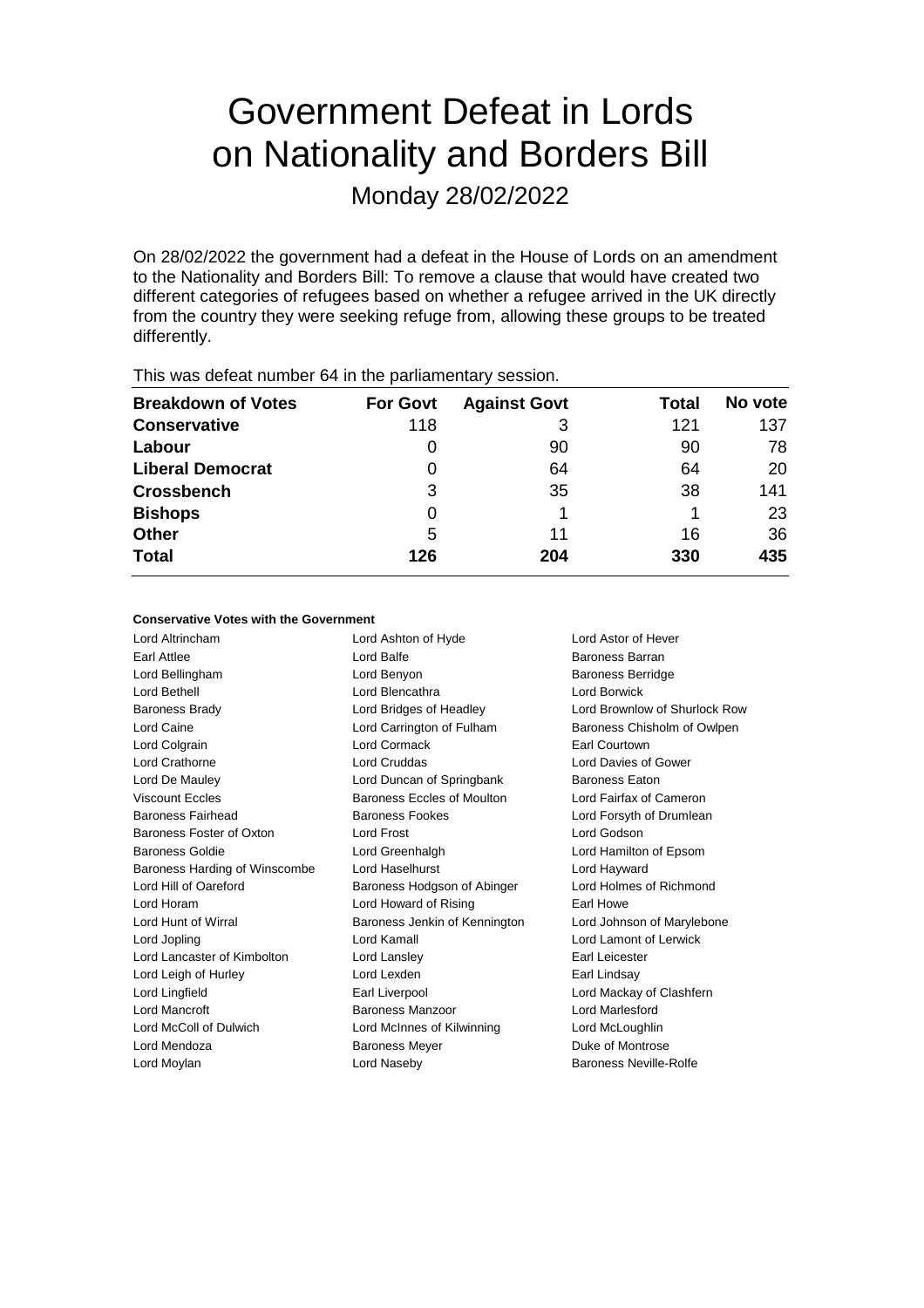# Government Defeat in Lords on Nationality and Borders Bill

Monday 28/02/2022

On 28/02/2022 the government had a defeat in the House of Lords on an amendment to the Nationality and Borders Bill: To remove a clause that would have created two different categories of refugees based on whether a refugee arrived in the UK directly from the country they were seeking refuge from, allowing these groups to be treated differently.

This was defeat number 64 in the parliamentary session.

| Breakdown of Votes | For Govt | Against Govt | Total | No vote |
|---|---|---|---|---|
| **Conservative** | 118 | 3 | 121 | 137 |
| **Labour** | 0 | 90 | 90 | 78 |
| **Liberal Democrat** | 0 | 64 | 64 | 20 |
| **Crossbench** | 3 | 35 | 38 | 141 |
| **Bishops** | 0 | 1 | 1 | 23 |
| **Other** | 5 | 11 | 16 | 36 |
| **Total** | 126 | 204 | 330 | 435 |

#### Conservative Votes with the Government

Lord Altrincham
Lord Ashton of Hyde
Lord Astor of Hever
Earl Attlee
Lord Balfe
Baroness Barran
Lord Bellingham
Lord Benyon
Baroness Berridge
Lord Bethell
Lord Blencathra
Lord Borwick
Baroness Brady
Lord Bridges of Headley
Lord Brownlow of Shurlock Row
Lord Caine
Lord Carrington of Fulham
Baroness Chisholm of Owlpen
Lord Colgrain
Lord Cormack
Earl Courtown
Lord Crathorne
Lord Cruddas
Lord Davies of Gower
Lord De Mauley
Lord Duncan of Springbank
Baroness Eaton
Viscount Eccles
Baroness Eccles of Moulton
Lord Fairfax of Cameron
Baroness Fairhead
Baroness Fookes
Lord Forsyth of Drumlean
Baroness Foster of Oxton
Lord Frost
Lord Godson
Baroness Goldie
Lord Greenhalgh
Lord Hamilton of Epsom
Baroness Harding of Winscombe
Lord Haselhurst
Lord Hayward
Lord Hill of Oareford
Baroness Hodgson of Abinger
Lord Holmes of Richmond
Lord Horam
Lord Howard of Rising
Earl Howe
Lord Hunt of Wirral
Baroness Jenkin of Kennington
Lord Johnson of Marylebone
Lord Jopling
Lord Kamall
Lord Lamont of Lerwick
Lord Lancaster of Kimbolton
Lord Lansley
Earl Leicester
Lord Leigh of Hurley
Lord Lexden
Earl Lindsay
Lord Lingfield
Earl Liverpool
Lord Mackay of Clashfern
Lord Mancroft
Baroness Manzoor
Lord Marlesford
Lord McColl of Dulwich
Lord McInnes of Kilwinning
Lord McLoughlin
Lord Mendoza
Baroness Meyer
Duke of Montrose
Lord Moylan
Lord Naseby
Baroness Neville-Rolfe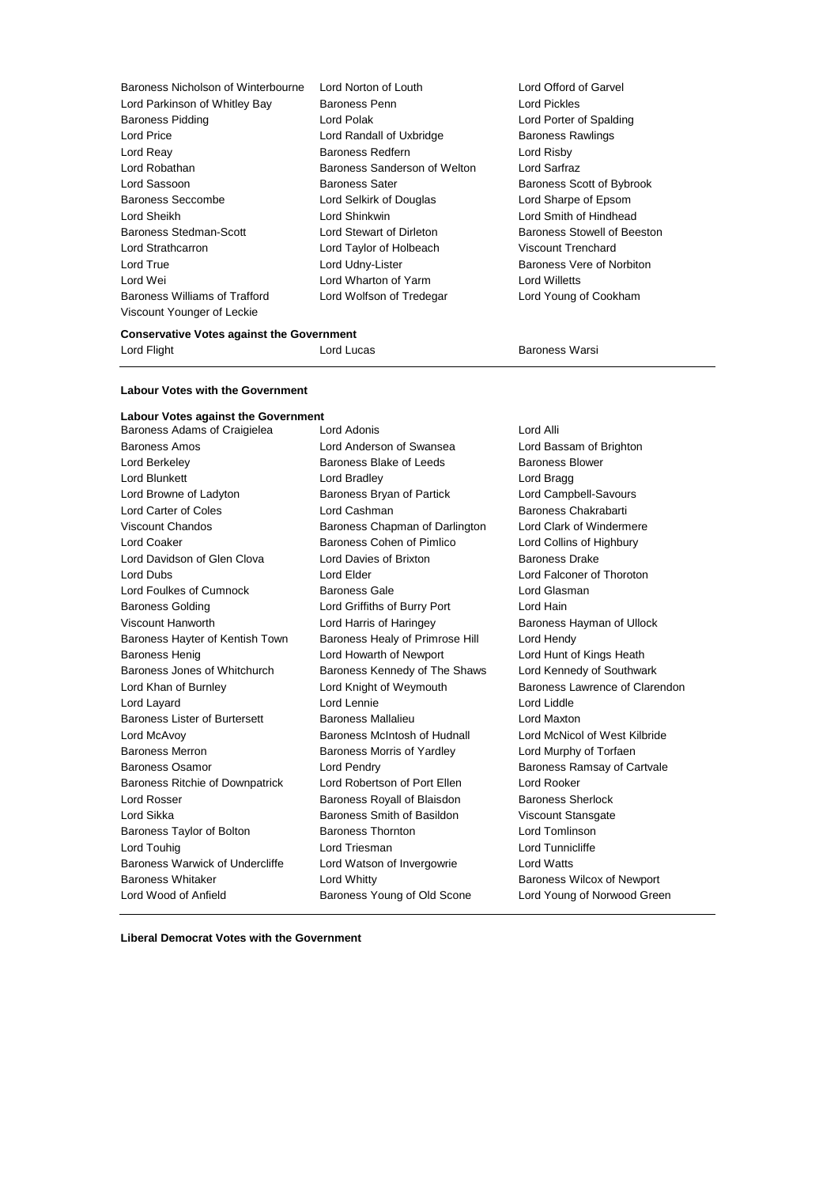Baroness Nicholson of Winterbourne
Lord Norton of Louth
Lord Offord of Garvel
Lord Parkinson of Whitley Bay
Baroness Penn
Lord Pickles
Baroness Pidding
Lord Polak
Lord Porter of Spalding
Lord Price
Lord Randall of Uxbridge
Baroness Rawlings
Lord Reay
Baroness Redfern
Lord Risby
Lord Robathan
Baroness Sanderson of Welton
Lord Sarfraz
Lord Sassoon
Baroness Sater
Baroness Scott of Bybrook
Baroness Seccombe
Lord Selkirk of Douglas
Lord Sharpe of Epsom
Lord Sheikh
Lord Shinkwin
Lord Smith of Hindhead
Baroness Stedman-Scott
Lord Stewart of Dirleton
Baroness Stowell of Beeston
Lord Strathcarron
Lord Taylor of Holbeach
Viscount Trenchard
Lord True
Lord Udny-Lister
Baroness Vere of Norbiton
Lord Wei
Lord Wharton of Yarm
Lord Willetts
Baroness Williams of Trafford
Lord Wolfson of Tredegar
Lord Young of Cookham
Viscount Younger of Leckie

**Conservative Votes against the Government**

Lord Flight
Lord Lucas
Baroness Warsi

**Labour Votes with the Government**

**Labour Votes against the Government**

Baroness Adams of Craigielea
Lord Adonis
Lord Alli
Baroness Amos
Lord Anderson of Swansea
Lord Bassam of Brighton
Lord Berkeley
Baroness Blake of Leeds
Baroness Blower
Lord Blunkett
Lord Bradley
Lord Bragg
Lord Browne of Ladyton
Baroness Bryan of Partick
Lord Campbell-Savours
Lord Carter of Coles
Lord Cashman
Baroness Chakrabarti
Viscount Chandos
Baroness Chapman of Darlington
Lord Clark of Windermere
Lord Coaker
Baroness Cohen of Pimlico
Lord Collins of Highbury
Lord Davidson of Glen Clova
Lord Davies of Brixton
Baroness Drake
Lord Dubs
Lord Elder
Lord Falconer of Thoroton
Lord Foulkes of Cumnock
Baroness Gale
Lord Glasman
Baroness Golding
Lord Griffiths of Burry Port
Lord Hain
Viscount Hanworth
Lord Harris of Haringey
Baroness Hayman of Ullock
Baroness Hayter of Kentish Town
Baroness Healy of Primrose Hill
Lord Hendy
Baroness Henig
Lord Howarth of Newport
Lord Hunt of Kings Heath
Baroness Jones of Whitchurch
Baroness Kennedy of The Shaws
Lord Kennedy of Southwark
Lord Khan of Burnley
Lord Knight of Weymouth
Baroness Lawrence of Clarendon
Lord Layard
Lord Lennie
Lord Liddle
Baroness Lister of Burtersett
Baroness Mallalieu
Lord Maxton
Lord McAvoy
Baroness McIntosh of Hudnall
Lord McNicol of West Kilbride
Baroness Merron
Baroness Morris of Yardley
Lord Murphy of Torfaen
Baroness Osamor
Lord Pendry
Baroness Ramsay of Cartvale
Baroness Ritchie of Downpatrick
Lord Robertson of Port Ellen
Lord Rooker
Lord Rosser
Baroness Royall of Blaisdon
Baroness Sherlock
Lord Sikka
Baroness Smith of Basildon
Viscount Stansgate
Baroness Taylor of Bolton
Baroness Thornton
Lord Tomlinson
Lord Touhig
Lord Triesman
Lord Tunnicliffe
Baroness Warwick of Undercliffe
Lord Watson of Invergowrie
Lord Watts
Baroness Whitaker
Lord Whitty
Baroness Wilcox of Newport
Lord Wood of Anfield
Baroness Young of Old Scone
Lord Young of Norwood Green

**Liberal Democrat Votes with the Government**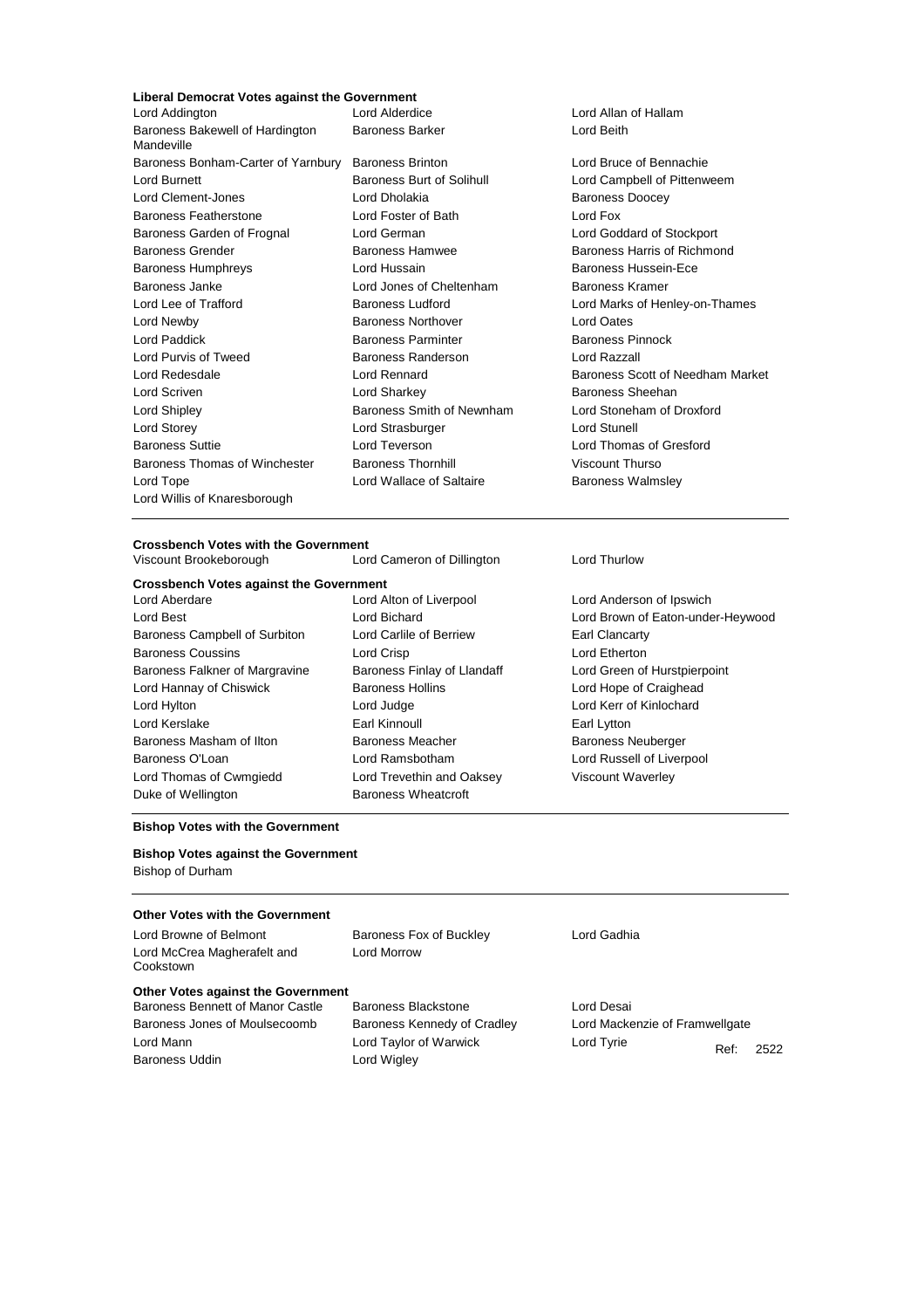**Liberal Democrat Votes against the Government**

Lord Addington
Lord Alderdice
Lord Allan of Hallam
Baroness Bakewell of Hardington Mandeville
Baroness Barker
Lord Beith
Baroness Bonham-Carter of Yarnbury
Baroness Brinton
Lord Bruce of Bennachie
Lord Burnett
Baroness Burt of Solihull
Lord Campbell of Pittenweem
Lord Clement-Jones
Lord Dholakia
Baroness Doocey
Baroness Featherstone
Lord Foster of Bath
Lord Fox
Baroness Garden of Frognal
Lord German
Lord Goddard of Stockport
Baroness Grender
Baroness Hamwee
Baroness Harris of Richmond
Baroness Humphreys
Lord Hussain
Baroness Hussein-Ece
Baroness Janke
Lord Jones of Cheltenham
Baroness Kramer
Lord Lee of Trafford
Baroness Ludford
Lord Marks of Henley-on-Thames
Lord Newby
Baroness Northover
Lord Oates
Lord Paddick
Baroness Parminter
Baroness Pinnock
Lord Purvis of Tweed
Baroness Randerson
Lord Razzall
Lord Redesdale
Lord Rennard
Baroness Scott of Needham Market
Lord Scriven
Lord Sharkey
Baroness Sheehan
Lord Shipley
Baroness Smith of Newnham
Lord Stoneham of Droxford
Lord Storey
Lord Strasburger
Lord Stunell
Baroness Suttie
Lord Teverson
Lord Thomas of Gresford
Baroness Thomas of Winchester
Baroness Thornhill
Viscount Thurso
Lord Tope
Lord Wallace of Saltaire
Baroness Walmsley
Lord Willis of Knaresborough

**Crossbench Votes with the Government**

Viscount Brookeborough
Lord Cameron of Dillington
Lord Thurlow

**Crossbench Votes against the Government**

Lord Aberdare
Lord Alton of Liverpool
Lord Anderson of Ipswich
Lord Best
Lord Bichard
Lord Brown of Eaton-under-Heywood
Baroness Campbell of Surbiton
Lord Carlile of Berriew
Earl Clancarty
Baroness Coussins
Lord Crisp
Lord Etherton
Baroness Falkner of Margravine
Baroness Finlay of Llandaff
Lord Green of Hurstpierpoint
Lord Hannay of Chiswick
Baroness Hollins
Lord Hope of Craighead
Lord Hylton
Lord Judge
Lord Kerr of Kinlochard
Lord Kerslake
Earl Kinnoull
Earl Lytton
Baroness Masham of Ilton
Baroness Meacher
Baroness Neuberger
Baroness O'Loan
Lord Ramsbotham
Lord Russell of Liverpool
Lord Thomas of Cwmgiedd
Lord Trevethin and Oaksey
Viscount Waverley
Duke of Wellington
Baroness Wheatcroft

**Bishop Votes with the Government**

**Bishop Votes against the Government**

Bishop of Durham

**Other Votes with the Government**

Lord Browne of Belmont
Baroness Fox of Buckley
Lord Gadhia
Lord McCrea Magherafelt and Cookstown
Lord Morrow

**Other Votes against the Government**

Baroness Bennett of Manor Castle
Baroness Blackstone
Lord Desai
Baroness Jones of Moulsecoomb
Baroness Kennedy of Cradley
Lord Mackenzie of Framwellgate
Lord Mann
Lord Taylor of Warwick
Lord Tyrie
Baroness Uddin
Lord Wigley

Ref: 2522